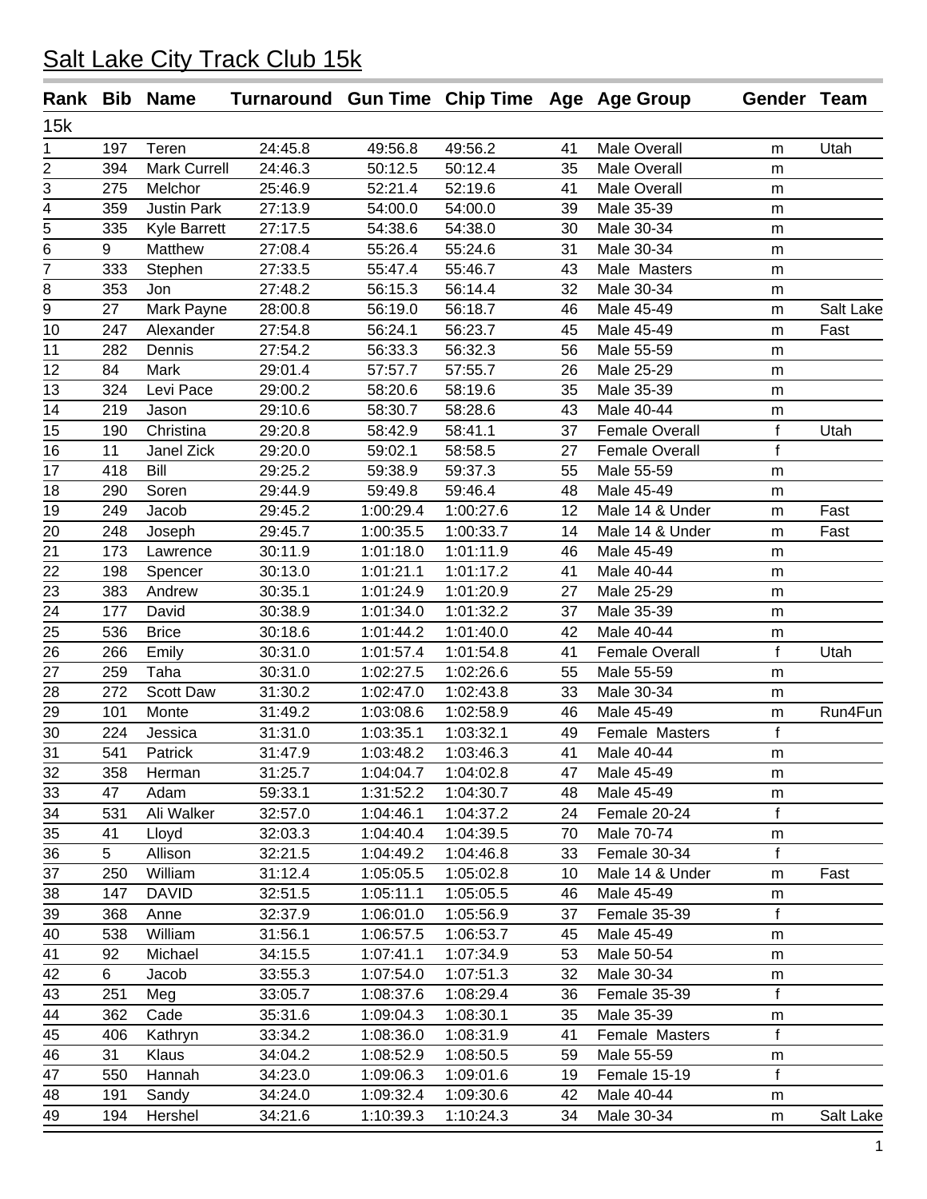# Salt Lake City Track Club 15k

| Rank | Bib | Name | Turnaround | Gun Time | Chip Time | Age | Age Group | Gender | Team |
|---|---|---|---|---|---|---|---|---|---|
| 15k | | | | | | | | | |
| 1 | 197 | Teren | 24:45.8 | 49:56.8 | 49:56.2 | 41 | Male Overall | m | Utah |
| 2 | 394 | Mark Currell | 24:46.3 | 50:12.5 | 50:12.4 | 35 | Male Overall | m | |
| 3 | 275 | Melchor | 25:46.9 | 52:21.4 | 52:19.6 | 41 | Male Overall | m | |
| 4 | 359 | Justin Park | 27:13.9 | 54:00.0 | 54:00.0 | 39 | Male 35-39 | m | |
| 5 | 335 | Kyle Barrett | 27:17.5 | 54:38.6 | 54:38.0 | 30 | Male 30-34 | m | |
| 6 | 9 | Matthew | 27:08.4 | 55:26.4 | 55:24.6 | 31 | Male 30-34 | m | |
| 7 | 333 | Stephen | 27:33.5 | 55:47.4 | 55:46.7 | 43 | Male Masters | m | |
| 8 | 353 | Jon | 27:48.2 | 56:15.3 | 56:14.4 | 32 | Male 30-34 | m | |
| 9 | 27 | Mark Payne | 28:00.8 | 56:19.0 | 56:18.7 | 46 | Male 45-49 | m | Salt Lake |
| 10 | 247 | Alexander | 27:54.8 | 56:24.1 | 56:23.7 | 45 | Male 45-49 | m | Fast |
| 11 | 282 | Dennis | 27:54.2 | 56:33.3 | 56:32.3 | 56 | Male 55-59 | m | |
| 12 | 84 | Mark | 29:01.4 | 57:57.7 | 57:55.7 | 26 | Male 25-29 | m | |
| 13 | 324 | Levi Pace | 29:00.2 | 58:20.6 | 58:19.6 | 35 | Male 35-39 | m | |
| 14 | 219 | Jason | 29:10.6 | 58:30.7 | 58:28.6 | 43 | Male 40-44 | m | |
| 15 | 190 | Christina | 29:20.8 | 58:42.9 | 58:41.1 | 37 | Female Overall | f | Utah |
| 16 | 11 | Janel Zick | 29:20.0 | 59:02.1 | 58:58.5 | 27 | Female Overall | f | |
| 17 | 418 | Bill | 29:25.2 | 59:38.9 | 59:37.3 | 55 | Male 55-59 | m | |
| 18 | 290 | Soren | 29:44.9 | 59:49.8 | 59:46.4 | 48 | Male 45-49 | m | |
| 19 | 249 | Jacob | 29:45.2 | 1:00:29.4 | 1:00:27.6 | 12 | Male 14 & Under | m | Fast |
| 20 | 248 | Joseph | 29:45.7 | 1:00:35.5 | 1:00:33.7 | 14 | Male 14 & Under | m | Fast |
| 21 | 173 | Lawrence | 30:11.9 | 1:01:18.0 | 1:01:11.9 | 46 | Male 45-49 | m | |
| 22 | 198 | Spencer | 30:13.0 | 1:01:21.1 | 1:01:17.2 | 41 | Male 40-44 | m | |
| 23 | 383 | Andrew | 30:35.1 | 1:01:24.9 | 1:01:20.9 | 27 | Male 25-29 | m | |
| 24 | 177 | David | 30:38.9 | 1:01:34.0 | 1:01:32.2 | 37 | Male 35-39 | m | |
| 25 | 536 | Brice | 30:18.6 | 1:01:44.2 | 1:01:40.0 | 42 | Male 40-44 | m | |
| 26 | 266 | Emily | 30:31.0 | 1:01:57.4 | 1:01:54.8 | 41 | Female Overall | f | Utah |
| 27 | 259 | Taha | 30:31.0 | 1:02:27.5 | 1:02:26.6 | 55 | Male 55-59 | m | |
| 28 | 272 | Scott Daw | 31:30.2 | 1:02:47.0 | 1:02:43.8 | 33 | Male 30-34 | m | |
| 29 | 101 | Monte | 31:49.2 | 1:03:08.6 | 1:02:58.9 | 46 | Male 45-49 | m | Run4Fun |
| 30 | 224 | Jessica | 31:31.0 | 1:03:35.1 | 1:03:32.1 | 49 | Female Masters | f | |
| 31 | 541 | Patrick | 31:47.9 | 1:03:48.2 | 1:03:46.3 | 41 | Male 40-44 | m | |
| 32 | 358 | Herman | 31:25.7 | 1:04:04.7 | 1:04:02.8 | 47 | Male 45-49 | m | |
| 33 | 47 | Adam | 59:33.1 | 1:31:52.2 | 1:04:30.7 | 48 | Male 45-49 | m | |
| 34 | 531 | Ali Walker | 32:57.0 | 1:04:46.1 | 1:04:37.2 | 24 | Female 20-24 | f | |
| 35 | 41 | Lloyd | 32:03.3 | 1:04:40.4 | 1:04:39.5 | 70 | Male 70-74 | m | |
| 36 | 5 | Allison | 32:21.5 | 1:04:49.2 | 1:04:46.8 | 33 | Female 30-34 | f | |
| 37 | 250 | William | 31:12.4 | 1:05:05.5 | 1:05:02.8 | 10 | Male 14 & Under | m | Fast |
| 38 | 147 | DAVID | 32:51.5 | 1:05:11.1 | 1:05:05.5 | 46 | Male 45-49 | m | |
| 39 | 368 | Anne | 32:37.9 | 1:06:01.0 | 1:05:56.9 | 37 | Female 35-39 | f | |
| 40 | 538 | William | 31:56.1 | 1:06:57.5 | 1:06:53.7 | 45 | Male 45-49 | m | |
| 41 | 92 | Michael | 34:15.5 | 1:07:41.1 | 1:07:34.9 | 53 | Male 50-54 | m | |
| 42 | 6 | Jacob | 33:55.3 | 1:07:54.0 | 1:07:51.3 | 32 | Male 30-34 | m | |
| 43 | 251 | Meg | 33:05.7 | 1:08:37.6 | 1:08:29.4 | 36 | Female 35-39 | f | |
| 44 | 362 | Cade | 35:31.6 | 1:09:04.3 | 1:08:30.1 | 35 | Male 35-39 | m | |
| 45 | 406 | Kathryn | 33:34.2 | 1:08:36.0 | 1:08:31.9 | 41 | Female Masters | f | |
| 46 | 31 | Klaus | 34:04.2 | 1:08:52.9 | 1:08:50.5 | 59 | Male 55-59 | m | |
| 47 | 550 | Hannah | 34:23.0 | 1:09:06.3 | 1:09:01.6 | 19 | Female 15-19 | f | |
| 48 | 191 | Sandy | 34:24.0 | 1:09:32.4 | 1:09:30.6 | 42 | Male 40-44 | m | |
| 49 | 194 | Hershel | 34:21.6 | 1:10:39.3 | 1:10:24.3 | 34 | Male 30-34 | m | Salt Lake |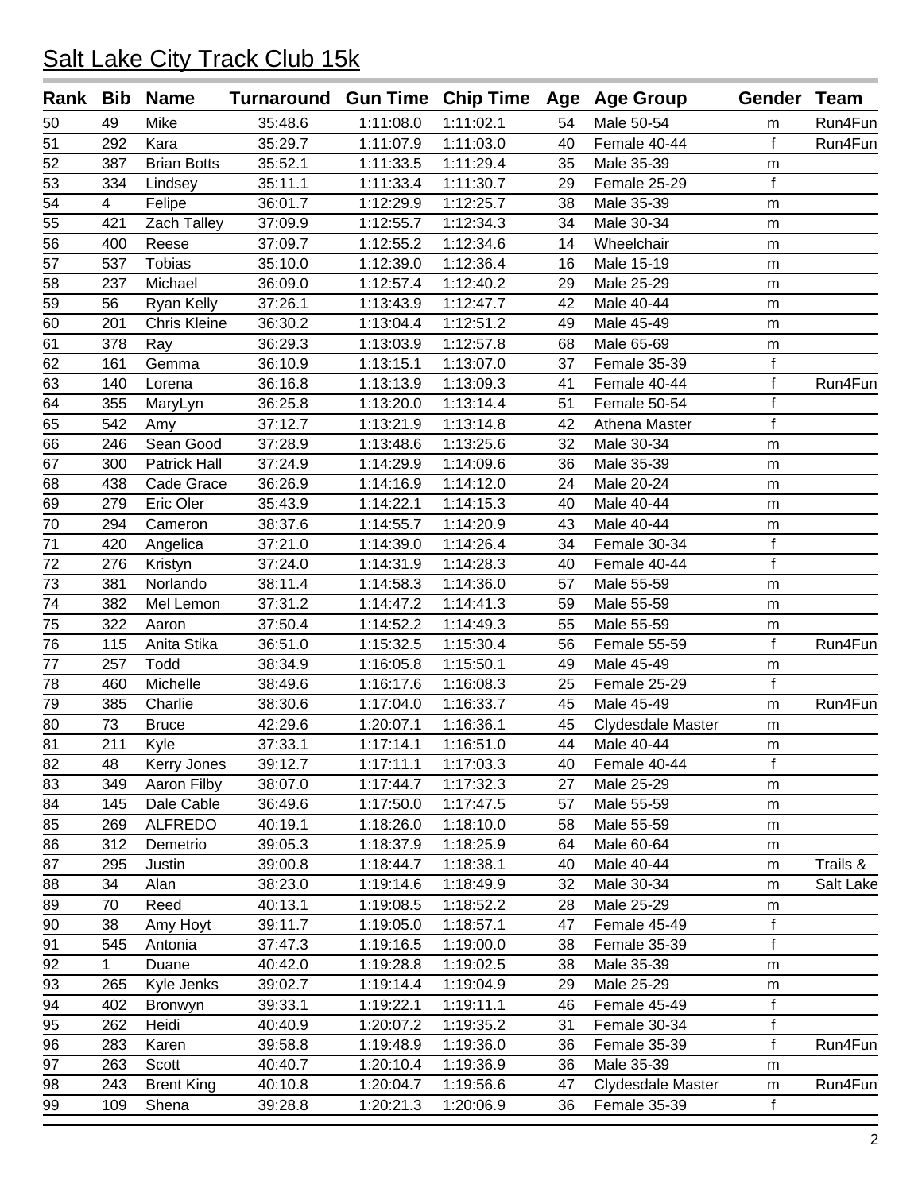# Salt Lake City Track Club 15k

| Rank | Bib | Name | Turnaround | Gun Time | Chip Time | Age | Age Group | Gender | Team |
|---|---|---|---|---|---|---|---|---|---|
| 50 | 49 | Mike | 35:48.6 | 1:11:08.0 | 1:11:02.1 | 54 | Male 50-54 | m | Run4Fun |
| 51 | 292 | Kara | 35:29.7 | 1:11:07.9 | 1:11:03.0 | 40 | Female 40-44 | f | Run4Fun |
| 52 | 387 | Brian Botts | 35:52.1 | 1:11:33.5 | 1:11:29.4 | 35 | Male 35-39 | m | |
| 53 | 334 | Lindsey | 35:11.1 | 1:11:33.4 | 1:11:30.7 | 29 | Female 25-29 | f | |
| 54 | 4 | Felipe | 36:01.7 | 1:12:29.9 | 1:12:25.7 | 38 | Male 35-39 | m | |
| 55 | 421 | Zach Talley | 37:09.9 | 1:12:55.7 | 1:12:34.3 | 34 | Male 30-34 | m | |
| 56 | 400 | Reese | 37:09.7 | 1:12:55.2 | 1:12:34.6 | 14 | Wheelchair | m | |
| 57 | 537 | Tobias | 35:10.0 | 1:12:39.0 | 1:12:36.4 | 16 | Male 15-19 | m | |
| 58 | 237 | Michael | 36:09.0 | 1:12:57.4 | 1:12:40.2 | 29 | Male 25-29 | m | |
| 59 | 56 | Ryan Kelly | 37:26.1 | 1:13:43.9 | 1:12:47.7 | 42 | Male 40-44 | m | |
| 60 | 201 | Chris Kleine | 36:30.2 | 1:13:04.4 | 1:12:51.2 | 49 | Male 45-49 | m | |
| 61 | 378 | Ray | 36:29.3 | 1:13:03.9 | 1:12:57.8 | 68 | Male 65-69 | m | |
| 62 | 161 | Gemma | 36:10.9 | 1:13:15.1 | 1:13:07.0 | 37 | Female 35-39 | f | |
| 63 | 140 | Lorena | 36:16.8 | 1:13:13.9 | 1:13:09.3 | 41 | Female 40-44 | f | Run4Fun |
| 64 | 355 | MaryLyn | 36:25.8 | 1:13:20.0 | 1:13:14.4 | 51 | Female 50-54 | f | |
| 65 | 542 | Amy | 37:12.7 | 1:13:21.9 | 1:13:14.8 | 42 | Athena Master | f | |
| 66 | 246 | Sean Good | 37:28.9 | 1:13:48.6 | 1:13:25.6 | 32 | Male 30-34 | m | |
| 67 | 300 | Patrick Hall | 37:24.9 | 1:14:29.9 | 1:14:09.6 | 36 | Male 35-39 | m | |
| 68 | 438 | Cade Grace | 36:26.9 | 1:14:16.9 | 1:14:12.0 | 24 | Male 20-24 | m | |
| 69 | 279 | Eric Oler | 35:43.9 | 1:14:22.1 | 1:14:15.3 | 40 | Male 40-44 | m | |
| 70 | 294 | Cameron | 38:37.6 | 1:14:55.7 | 1:14:20.9 | 43 | Male 40-44 | m | |
| 71 | 420 | Angelica | 37:21.0 | 1:14:39.0 | 1:14:26.4 | 34 | Female 30-34 | f | |
| 72 | 276 | Kristyn | 37:24.0 | 1:14:31.9 | 1:14:28.3 | 40 | Female 40-44 | f | |
| 73 | 381 | Norlando | 38:11.4 | 1:14:58.3 | 1:14:36.0 | 57 | Male 55-59 | m | |
| 74 | 382 | Mel Lemon | 37:31.2 | 1:14:47.2 | 1:14:41.3 | 59 | Male 55-59 | m | |
| 75 | 322 | Aaron | 37:50.4 | 1:14:52.2 | 1:14:49.3 | 55 | Male 55-59 | m | |
| 76 | 115 | Anita Stika | 36:51.0 | 1:15:32.5 | 1:15:30.4 | 56 | Female 55-59 | f | Run4Fun |
| 77 | 257 | Todd | 38:34.9 | 1:16:05.8 | 1:15:50.1 | 49 | Male 45-49 | m | |
| 78 | 460 | Michelle | 38:49.6 | 1:16:17.6 | 1:16:08.3 | 25 | Female 25-29 | f | |
| 79 | 385 | Charlie | 38:30.6 | 1:17:04.0 | 1:16:33.7 | 45 | Male 45-49 | m | Run4Fun |
| 80 | 73 | Bruce | 42:29.6 | 1:20:07.1 | 1:16:36.1 | 45 | Clydesdale Master | m | |
| 81 | 211 | Kyle | 37:33.1 | 1:17:14.1 | 1:16:51.0 | 44 | Male 40-44 | m | |
| 82 | 48 | Kerry Jones | 39:12.7 | 1:17:11.1 | 1:17:03.3 | 40 | Female 40-44 | f | |
| 83 | 349 | Aaron Filby | 38:07.0 | 1:17:44.7 | 1:17:32.3 | 27 | Male 25-29 | m | |
| 84 | 145 | Dale Cable | 36:49.6 | 1:17:50.0 | 1:17:47.5 | 57 | Male 55-59 | m | |
| 85 | 269 | ALFREDO | 40:19.1 | 1:18:26.0 | 1:18:10.0 | 58 | Male 55-59 | m | |
| 86 | 312 | Demetrio | 39:05.3 | 1:18:37.9 | 1:18:25.9 | 64 | Male 60-64 | m | |
| 87 | 295 | Justin | 39:00.8 | 1:18:44.7 | 1:18:38.1 | 40 | Male 40-44 | m | Trails & |
| 88 | 34 | Alan | 38:23.0 | 1:19:14.6 | 1:18:49.9 | 32 | Male 30-34 | m | Salt Lake |
| 89 | 70 | Reed | 40:13.1 | 1:19:08.5 | 1:18:52.2 | 28 | Male 25-29 | m | |
| 90 | 38 | Amy Hoyt | 39:11.7 | 1:19:05.0 | 1:18:57.1 | 47 | Female 45-49 | f | |
| 91 | 545 | Antonia | 37:47.3 | 1:19:16.5 | 1:19:00.0 | 38 | Female 35-39 | f | |
| 92 | 1 | Duane | 40:42.0 | 1:19:28.8 | 1:19:02.5 | 38 | Male 35-39 | m | |
| 93 | 265 | Kyle Jenks | 39:02.7 | 1:19:14.4 | 1:19:04.9 | 29 | Male 25-29 | m | |
| 94 | 402 | Bronwyn | 39:33.1 | 1:19:22.1 | 1:19:11.1 | 46 | Female 45-49 | f | |
| 95 | 262 | Heidi | 40:40.9 | 1:20:07.2 | 1:19:35.2 | 31 | Female 30-34 | f | |
| 96 | 283 | Karen | 39:58.8 | 1:19:48.9 | 1:19:36.0 | 36 | Female 35-39 | f | Run4Fun |
| 97 | 263 | Scott | 40:40.7 | 1:20:10.4 | 1:19:36.9 | 36 | Male 35-39 | m | |
| 98 | 243 | Brent King | 40:10.8 | 1:20:04.7 | 1:19:56.6 | 47 | Clydesdale Master | m | Run4Fun |
| 99 | 109 | Shena | 39:28.8 | 1:20:21.3 | 1:20:06.9 | 36 | Female 35-39 | f | |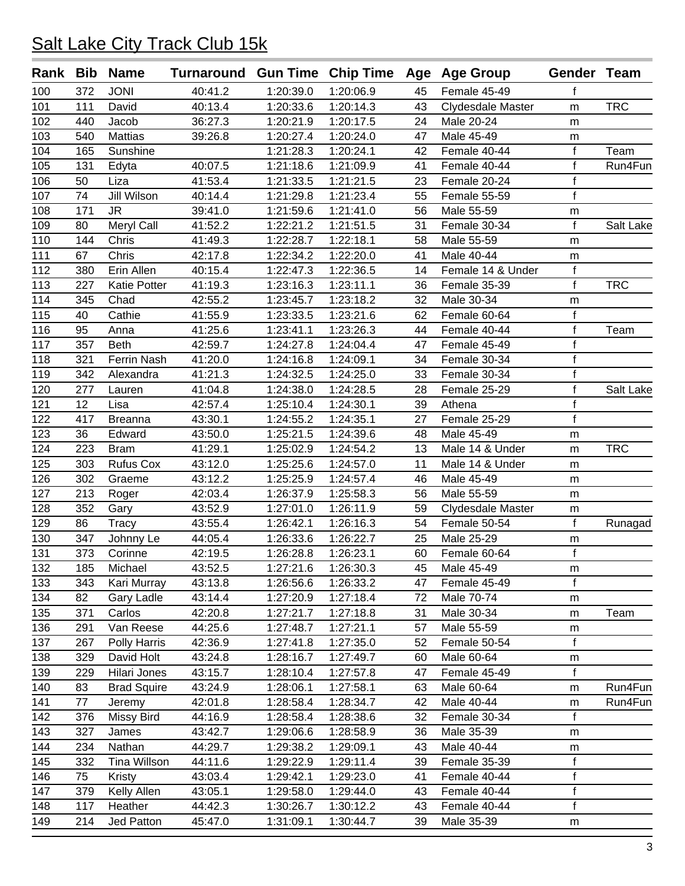# Salt Lake City Track Club 15k

| Rank | Bib | Name | Turnaround | Gun Time | Chip Time | Age | Age Group | Gender | Team |
|---|---|---|---|---|---|---|---|---|---|
| 100 | 372 | JONI | 40:41.2 | 1:20:39.0 | 1:20:06.9 | 45 | Female 45-49 | f | |
| 101 | 111 | David | 40:13.4 | 1:20:33.6 | 1:20:14.3 | 43 | Clydesdale Master | m | TRC |
| 102 | 440 | Jacob | 36:27.3 | 1:20:21.9 | 1:20:17.5 | 24 | Male 20-24 | m | |
| 103 | 540 | Mattias | 39:26.8 | 1:20:27.4 | 1:20:24.0 | 47 | Male 45-49 | m | |
| 104 | 165 | Sunshine | | 1:21:28.3 | 1:20:24.1 | 42 | Female 40-44 | f | Team |
| 105 | 131 | Edyta | 40:07.5 | 1:21:18.6 | 1:21:09.9 | 41 | Female 40-44 | f | Run4Fun |
| 106 | 50 | Liza | 41:53.4 | 1:21:33.5 | 1:21:21.5 | 23 | Female 20-24 | f | |
| 107 | 74 | Jill Wilson | 40:14.4 | 1:21:29.8 | 1:21:23.4 | 55 | Female 55-59 | f | |
| 108 | 171 | JR | 39:41.0 | 1:21:59.6 | 1:21:41.0 | 56 | Male 55-59 | m | |
| 109 | 80 | Meryl Call | 41:52.2 | 1:22:21.2 | 1:21:51.5 | 31 | Female 30-34 | f | Salt Lake |
| 110 | 144 | Chris | 41:49.3 | 1:22:28.7 | 1:22:18.1 | 58 | Male 55-59 | m | |
| 111 | 67 | Chris | 42:17.8 | 1:22:34.2 | 1:22:20.0 | 41 | Male 40-44 | m | |
| 112 | 380 | Erin Allen | 40:15.4 | 1:22:47.3 | 1:22:36.5 | 14 | Female 14 & Under | f | |
| 113 | 227 | Katie Potter | 41:19.3 | 1:23:16.3 | 1:23:11.1 | 36 | Female 35-39 | f | TRC |
| 114 | 345 | Chad | 42:55.2 | 1:23:45.7 | 1:23:18.2 | 32 | Male 30-34 | m | |
| 115 | 40 | Cathie | 41:55.9 | 1:23:33.5 | 1:23:21.6 | 62 | Female 60-64 | f | |
| 116 | 95 | Anna | 41:25.6 | 1:23:41.1 | 1:23:26.3 | 44 | Female 40-44 | f | Team |
| 117 | 357 | Beth | 42:59.7 | 1:24:27.8 | 1:24:04.4 | 47 | Female 45-49 | f | |
| 118 | 321 | Ferrin Nash | 41:20.0 | 1:24:16.8 | 1:24:09.1 | 34 | Female 30-34 | f | |
| 119 | 342 | Alexandra | 41:21.3 | 1:24:32.5 | 1:24:25.0 | 33 | Female 30-34 | f | |
| 120 | 277 | Lauren | 41:04.8 | 1:24:38.0 | 1:24:28.5 | 28 | Female 25-29 | f | Salt Lake |
| 121 | 12 | Lisa | 42:57.4 | 1:25:10.4 | 1:24:30.1 | 39 | Athena | f | |
| 122 | 417 | Breanna | 43:30.1 | 1:24:55.2 | 1:24:35.1 | 27 | Female 25-29 | f | |
| 123 | 36 | Edward | 43:50.0 | 1:25:21.5 | 1:24:39.6 | 48 | Male 45-49 | m | |
| 124 | 223 | Bram | 41:29.1 | 1:25:02.9 | 1:24:54.2 | 13 | Male 14 & Under | m | TRC |
| 125 | 303 | Rufus Cox | 43:12.0 | 1:25:25.6 | 1:24:57.0 | 11 | Male 14 & Under | m | |
| 126 | 302 | Graeme | 43:12.2 | 1:25:25.9 | 1:24:57.4 | 46 | Male 45-49 | m | |
| 127 | 213 | Roger | 42:03.4 | 1:26:37.9 | 1:25:58.3 | 56 | Male 55-59 | m | |
| 128 | 352 | Gary | 43:52.9 | 1:27:01.0 | 1:26:11.9 | 59 | Clydesdale Master | m | |
| 129 | 86 | Tracy | 43:55.4 | 1:26:42.1 | 1:26:16.3 | 54 | Female 50-54 | f | Runagad |
| 130 | 347 | Johnny Le | 44:05.4 | 1:26:33.6 | 1:26:22.7 | 25 | Male 25-29 | m | |
| 131 | 373 | Corinne | 42:19.5 | 1:26:28.8 | 1:26:23.1 | 60 | Female 60-64 | f | |
| 132 | 185 | Michael | 43:52.5 | 1:27:21.6 | 1:26:30.3 | 45 | Male 45-49 | m | |
| 133 | 343 | Kari Murray | 43:13.8 | 1:26:56.6 | 1:26:33.2 | 47 | Female 45-49 | f | |
| 134 | 82 | Gary Ladle | 43:14.4 | 1:27:20.9 | 1:27:18.4 | 72 | Male 70-74 | m | |
| 135 | 371 | Carlos | 42:20.8 | 1:27:21.7 | 1:27:18.8 | 31 | Male 30-34 | m | Team |
| 136 | 291 | Van Reese | 44:25.6 | 1:27:48.7 | 1:27:21.1 | 57 | Male 55-59 | m | |
| 137 | 267 | Polly Harris | 42:36.9 | 1:27:41.8 | 1:27:35.0 | 52 | Female 50-54 | f | |
| 138 | 329 | David Holt | 43:24.8 | 1:28:16.7 | 1:27:49.7 | 60 | Male 60-64 | m | |
| 139 | 229 | Hilari Jones | 43:15.7 | 1:28:10.4 | 1:27:57.8 | 47 | Female 45-49 | f | |
| 140 | 83 | Brad Squire | 43:24.9 | 1:28:06.1 | 1:27:58.1 | 63 | Male 60-64 | m | Run4Fun |
| 141 | 77 | Jeremy | 42:01.8 | 1:28:58.4 | 1:28:34.7 | 42 | Male 40-44 | m | Run4Fun |
| 142 | 376 | Missy Bird | 44:16.9 | 1:28:58.4 | 1:28:38.6 | 32 | Female 30-34 | f | |
| 143 | 327 | James | 43:42.7 | 1:29:06.6 | 1:28:58.9 | 36 | Male 35-39 | m | |
| 144 | 234 | Nathan | 44:29.7 | 1:29:38.2 | 1:29:09.1 | 43 | Male 40-44 | m | |
| 145 | 332 | Tina Willson | 44:11.6 | 1:29:22.9 | 1:29:11.4 | 39 | Female 35-39 | f | |
| 146 | 75 | Kristy | 43:03.4 | 1:29:42.1 | 1:29:23.0 | 41 | Female 40-44 | f | |
| 147 | 379 | Kelly Allen | 43:05.1 | 1:29:58.0 | 1:29:44.0 | 43 | Female 40-44 | f | |
| 148 | 117 | Heather | 44:42.3 | 1:30:26.7 | 1:30:12.2 | 43 | Female 40-44 | f | |
| 149 | 214 | Jed Patton | 45:47.0 | 1:31:09.1 | 1:30:44.7 | 39 | Male 35-39 | m | |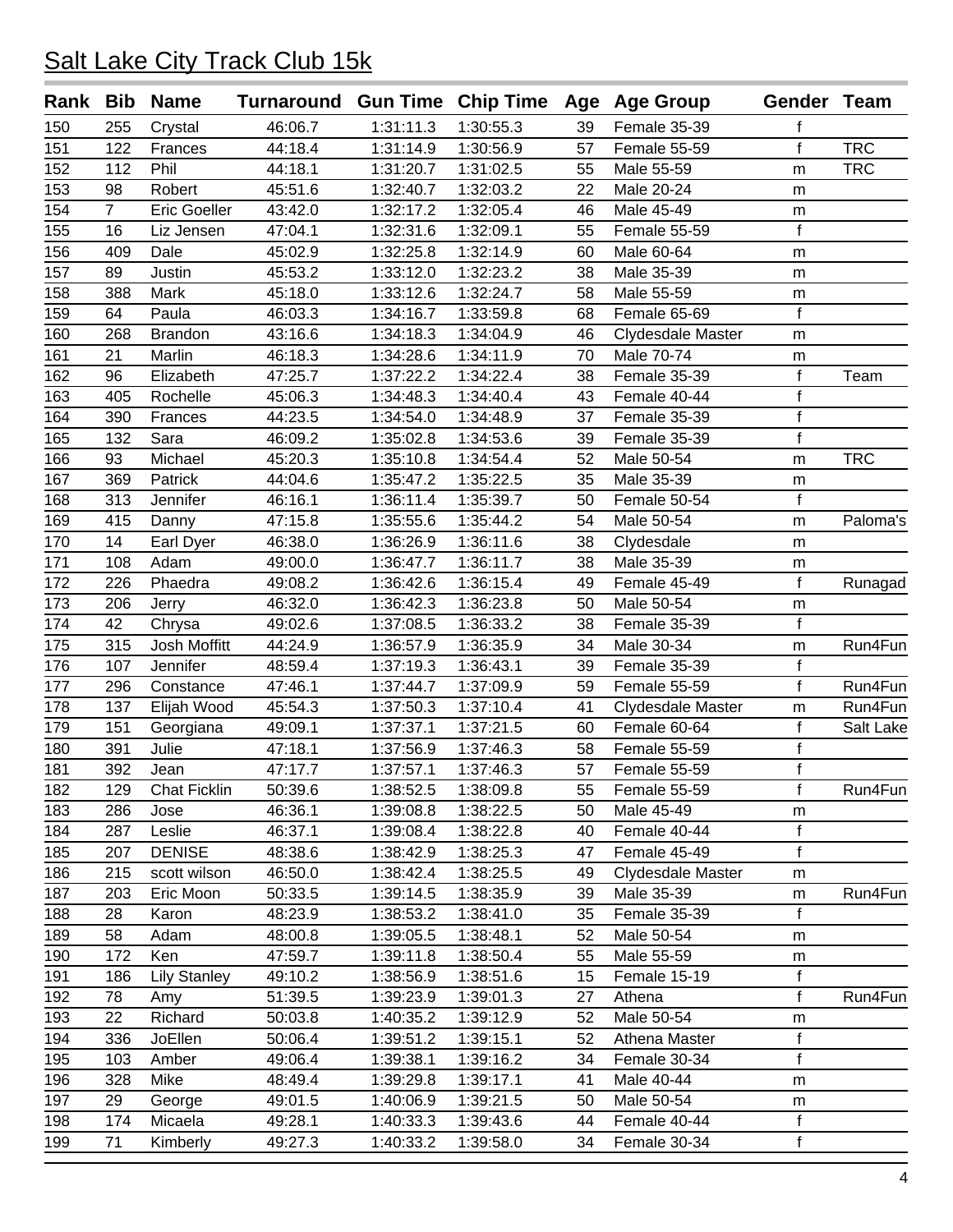# Salt Lake City Track Club 15k

| Rank | Bib | Name | Turnaround | Gun Time | Chip Time | Age | Age Group | Gender | Team |
|---|---|---|---|---|---|---|---|---|---|
| 150 | 255 | Crystal | 46:06.7 | 1:31:11.3 | 1:30:55.3 | 39 | Female 35-39 | f | |
| 151 | 122 | Frances | 44:18.4 | 1:31:14.9 | 1:30:56.9 | 57 | Female 55-59 | f | TRC |
| 152 | 112 | Phil | 44:18.1 | 1:31:20.7 | 1:31:02.5 | 55 | Male 55-59 | m | TRC |
| 153 | 98 | Robert | 45:51.6 | 1:32:40.7 | 1:32:03.2 | 22 | Male 20-24 | m | |
| 154 | 7 | Eric Goeller | 43:42.0 | 1:32:17.2 | 1:32:05.4 | 46 | Male 45-49 | m | |
| 155 | 16 | Liz Jensen | 47:04.1 | 1:32:31.6 | 1:32:09.1 | 55 | Female 55-59 | f | |
| 156 | 409 | Dale | 45:02.9 | 1:32:25.8 | 1:32:14.9 | 60 | Male 60-64 | m | |
| 157 | 89 | Justin | 45:53.2 | 1:33:12.0 | 1:32:23.2 | 38 | Male 35-39 | m | |
| 158 | 388 | Mark | 45:18.0 | 1:33:12.6 | 1:32:24.7 | 58 | Male 55-59 | m | |
| 159 | 64 | Paula | 46:03.3 | 1:34:16.7 | 1:33:59.8 | 68 | Female 65-69 | f | |
| 160 | 268 | Brandon | 43:16.6 | 1:34:18.3 | 1:34:04.9 | 46 | Clydesdale Master | m | |
| 161 | 21 | Marlin | 46:18.3 | 1:34:28.6 | 1:34:11.9 | 70 | Male 70-74 | m | |
| 162 | 96 | Elizabeth | 47:25.7 | 1:37:22.2 | 1:34:22.4 | 38 | Female 35-39 | f | Team |
| 163 | 405 | Rochelle | 45:06.3 | 1:34:48.3 | 1:34:40.4 | 43 | Female 40-44 | f | |
| 164 | 390 | Frances | 44:23.5 | 1:34:54.0 | 1:34:48.9 | 37 | Female 35-39 | f | |
| 165 | 132 | Sara | 46:09.2 | 1:35:02.8 | 1:34:53.6 | 39 | Female 35-39 | f | |
| 166 | 93 | Michael | 45:20.3 | 1:35:10.8 | 1:34:54.4 | 52 | Male 50-54 | m | TRC |
| 167 | 369 | Patrick | 44:04.6 | 1:35:47.2 | 1:35:22.5 | 35 | Male 35-39 | m | |
| 168 | 313 | Jennifer | 46:16.1 | 1:36:11.4 | 1:35:39.7 | 50 | Female 50-54 | f | |
| 169 | 415 | Danny | 47:15.8 | 1:35:55.6 | 1:35:44.2 | 54 | Male 50-54 | m | Paloma's |
| 170 | 14 | Earl Dyer | 46:38.0 | 1:36:26.9 | 1:36:11.6 | 38 | Clydesdale | m | |
| 171 | 108 | Adam | 49:00.0 | 1:36:47.7 | 1:36:11.7 | 38 | Male 35-39 | m | |
| 172 | 226 | Phaedra | 49:08.2 | 1:36:42.6 | 1:36:15.4 | 49 | Female 45-49 | f | Runagad |
| 173 | 206 | Jerry | 46:32.0 | 1:36:42.3 | 1:36:23.8 | 50 | Male 50-54 | m | |
| 174 | 42 | Chrysa | 49:02.6 | 1:37:08.5 | 1:36:33.2 | 38 | Female 35-39 | f | |
| 175 | 315 | Josh Moffitt | 44:24.9 | 1:36:57.9 | 1:36:35.9 | 34 | Male 30-34 | m | Run4Fun |
| 176 | 107 | Jennifer | 48:59.4 | 1:37:19.3 | 1:36:43.1 | 39 | Female 35-39 | f | |
| 177 | 296 | Constance | 47:46.1 | 1:37:44.7 | 1:37:09.9 | 59 | Female 55-59 | f | Run4Fun |
| 178 | 137 | Elijah Wood | 45:54.3 | 1:37:50.3 | 1:37:10.4 | 41 | Clydesdale Master | m | Run4Fun |
| 179 | 151 | Georgiana | 49:09.1 | 1:37:37.1 | 1:37:21.5 | 60 | Female 60-64 | f | Salt Lake |
| 180 | 391 | Julie | 47:18.1 | 1:37:56.9 | 1:37:46.3 | 58 | Female 55-59 | f | |
| 181 | 392 | Jean | 47:17.7 | 1:37:57.1 | 1:37:46.3 | 57 | Female 55-59 | f | |
| 182 | 129 | Chat Ficklin | 50:39.6 | 1:38:52.5 | 1:38:09.8 | 55 | Female 55-59 | f | Run4Fun |
| 183 | 286 | Jose | 46:36.1 | 1:39:08.8 | 1:38:22.5 | 50 | Male 45-49 | m | |
| 184 | 287 | Leslie | 46:37.1 | 1:39:08.4 | 1:38:22.8 | 40 | Female 40-44 | f | |
| 185 | 207 | DENISE | 48:38.6 | 1:38:42.9 | 1:38:25.3 | 47 | Female 45-49 | f | |
| 186 | 215 | scott wilson | 46:50.0 | 1:38:42.4 | 1:38:25.5 | 49 | Clydesdale Master | m | |
| 187 | 203 | Eric Moon | 50:33.5 | 1:39:14.5 | 1:38:35.9 | 39 | Male 35-39 | m | Run4Fun |
| 188 | 28 | Karon | 48:23.9 | 1:38:53.2 | 1:38:41.0 | 35 | Female 35-39 | f | |
| 189 | 58 | Adam | 48:00.8 | 1:39:05.5 | 1:38:48.1 | 52 | Male 50-54 | m | |
| 190 | 172 | Ken | 47:59.7 | 1:39:11.8 | 1:38:50.4 | 55 | Male 55-59 | m | |
| 191 | 186 | Lily Stanley | 49:10.2 | 1:38:56.9 | 1:38:51.6 | 15 | Female 15-19 | f | |
| 192 | 78 | Amy | 51:39.5 | 1:39:23.9 | 1:39:01.3 | 27 | Athena | f | Run4Fun |
| 193 | 22 | Richard | 50:03.8 | 1:40:35.2 | 1:39:12.9 | 52 | Male 50-54 | m | |
| 194 | 336 | JoEllen | 50:06.4 | 1:39:51.2 | 1:39:15.1 | 52 | Athena Master | f | |
| 195 | 103 | Amber | 49:06.4 | 1:39:38.1 | 1:39:16.2 | 34 | Female 30-34 | f | |
| 196 | 328 | Mike | 48:49.4 | 1:39:29.8 | 1:39:17.1 | 41 | Male 40-44 | m | |
| 197 | 29 | George | 49:01.5 | 1:40:06.9 | 1:39:21.5 | 50 | Male 50-54 | m | |
| 198 | 174 | Micaela | 49:28.1 | 1:40:33.3 | 1:39:43.6 | 44 | Female 40-44 | f | |
| 199 | 71 | Kimberly | 49:27.3 | 1:40:33.2 | 1:39:58.0 | 34 | Female 30-34 | f | |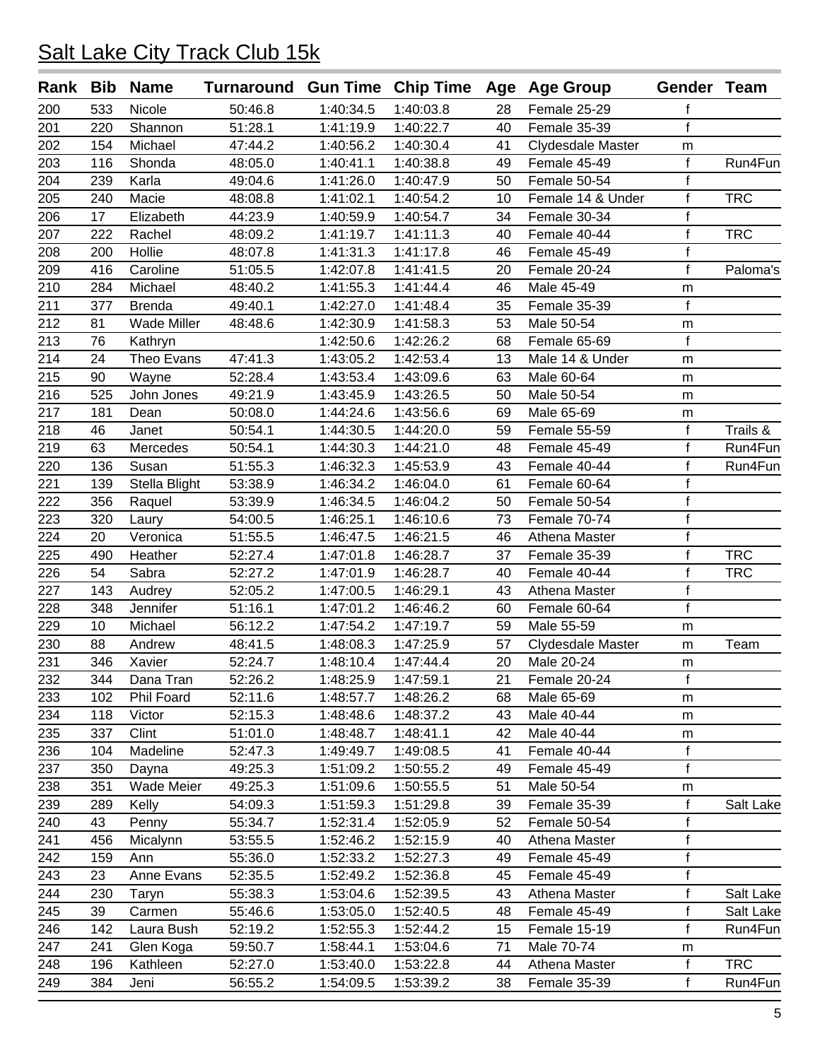# Salt Lake City Track Club 15k

| Rank | Bib | Name | Turnaround | Gun Time | Chip Time | Age | Age Group | Gender | Team |
|---|---|---|---|---|---|---|---|---|---|
| 200 | 533 | Nicole | 50:46.8 | 1:40:34.5 | 1:40:03.8 | 28 | Female 25-29 | f | |
| 201 | 220 | Shannon | 51:28.1 | 1:41:19.9 | 1:40:22.7 | 40 | Female 35-39 | f | |
| 202 | 154 | Michael | 47:44.2 | 1:40:56.2 | 1:40:30.4 | 41 | Clydesdale Master | m | |
| 203 | 116 | Shonda | 48:05.0 | 1:40:41.1 | 1:40:38.8 | 49 | Female 45-49 | f | Run4Fun |
| 204 | 239 | Karla | 49:04.6 | 1:41:26.0 | 1:40:47.9 | 50 | Female 50-54 | f | |
| 205 | 240 | Macie | 48:08.8 | 1:41:02.1 | 1:40:54.2 | 10 | Female 14 & Under | f | TRC |
| 206 | 17 | Elizabeth | 44:23.9 | 1:40:59.9 | 1:40:54.7 | 34 | Female 30-34 | f | |
| 207 | 222 | Rachel | 48:09.2 | 1:41:19.7 | 1:41:11.3 | 40 | Female 40-44 | f | TRC |
| 208 | 200 | Hollie | 48:07.8 | 1:41:31.3 | 1:41:17.8 | 46 | Female 45-49 | f | |
| 209 | 416 | Caroline | 51:05.5 | 1:42:07.8 | 1:41:41.5 | 20 | Female 20-24 | f | Paloma's |
| 210 | 284 | Michael | 48:40.2 | 1:41:55.3 | 1:41:44.4 | 46 | Male 45-49 | m | |
| 211 | 377 | Brenda | 49:40.1 | 1:42:27.0 | 1:41:48.4 | 35 | Female 35-39 | f | |
| 212 | 81 | Wade Miller | 48:48.6 | 1:42:30.9 | 1:41:58.3 | 53 | Male 50-54 | m | |
| 213 | 76 | Kathryn | | 1:42:50.6 | 1:42:26.2 | 68 | Female 65-69 | f | |
| 214 | 24 | Theo Evans | 47:41.3 | 1:43:05.2 | 1:42:53.4 | 13 | Male 14 & Under | m | |
| 215 | 90 | Wayne | 52:28.4 | 1:43:53.4 | 1:43:09.6 | 63 | Male 60-64 | m | |
| 216 | 525 | John Jones | 49:21.9 | 1:43:45.9 | 1:43:26.5 | 50 | Male 50-54 | m | |
| 217 | 181 | Dean | 50:08.0 | 1:44:24.6 | 1:43:56.6 | 69 | Male 65-69 | m | |
| 218 | 46 | Janet | 50:54.1 | 1:44:30.5 | 1:44:20.0 | 59 | Female 55-59 | f | Trails & |
| 219 | 63 | Mercedes | 50:54.1 | 1:44:30.3 | 1:44:21.0 | 48 | Female 45-49 | f | Run4Fun |
| 220 | 136 | Susan | 51:55.3 | 1:46:32.3 | 1:45:53.9 | 43 | Female 40-44 | f | Run4Fun |
| 221 | 139 | Stella Blight | 53:38.9 | 1:46:34.2 | 1:46:04.0 | 61 | Female 60-64 | f | |
| 222 | 356 | Raquel | 53:39.9 | 1:46:34.5 | 1:46:04.2 | 50 | Female 50-54 | f | |
| 223 | 320 | Laury | 54:00.5 | 1:46:25.1 | 1:46:10.6 | 73 | Female 70-74 | f | |
| 224 | 20 | Veronica | 51:55.5 | 1:46:47.5 | 1:46:21.5 | 46 | Athena Master | f | |
| 225 | 490 | Heather | 52:27.4 | 1:47:01.8 | 1:46:28.7 | 37 | Female 35-39 | f | TRC |
| 226 | 54 | Sabra | 52:27.2 | 1:47:01.9 | 1:46:28.7 | 40 | Female 40-44 | f | TRC |
| 227 | 143 | Audrey | 52:05.2 | 1:47:00.5 | 1:46:29.1 | 43 | Athena Master | f | |
| 228 | 348 | Jennifer | 51:16.1 | 1:47:01.2 | 1:46:46.2 | 60 | Female 60-64 | f | |
| 229 | 10 | Michael | 56:12.2 | 1:47:54.2 | 1:47:19.7 | 59 | Male 55-59 | m | |
| 230 | 88 | Andrew | 48:41.5 | 1:48:08.3 | 1:47:25.9 | 57 | Clydesdale Master | m | Team |
| 231 | 346 | Xavier | 52:24.7 | 1:48:10.4 | 1:47:44.4 | 20 | Male 20-24 | m | |
| 232 | 344 | Dana Tran | 52:26.2 | 1:48:25.9 | 1:47:59.1 | 21 | Female 20-24 | f | |
| 233 | 102 | Phil Foard | 52:11.6 | 1:48:57.7 | 1:48:26.2 | 68 | Male 65-69 | m | |
| 234 | 118 | Victor | 52:15.3 | 1:48:48.6 | 1:48:37.2 | 43 | Male 40-44 | m | |
| 235 | 337 | Clint | 51:01.0 | 1:48:48.7 | 1:48:41.1 | 42 | Male 40-44 | m | |
| 236 | 104 | Madeline | 52:47.3 | 1:49:49.7 | 1:49:08.5 | 41 | Female 40-44 | f | |
| 237 | 350 | Dayna | 49:25.3 | 1:51:09.2 | 1:50:55.2 | 49 | Female 45-49 | f | |
| 238 | 351 | Wade Meier | 49:25.3 | 1:51:09.6 | 1:50:55.5 | 51 | Male 50-54 | m | |
| 239 | 289 | Kelly | 54:09.3 | 1:51:59.3 | 1:51:29.8 | 39 | Female 35-39 | f | Salt Lake |
| 240 | 43 | Penny | 55:34.7 | 1:52:31.4 | 1:52:05.9 | 52 | Female 50-54 | f | |
| 241 | 456 | Micalynn | 53:55.5 | 1:52:46.2 | 1:52:15.9 | 40 | Athena Master | f | |
| 242 | 159 | Ann | 55:36.0 | 1:52:33.2 | 1:52:27.3 | 49 | Female 45-49 | f | |
| 243 | 23 | Anne Evans | 52:35.5 | 1:52:49.2 | 1:52:36.8 | 45 | Female 45-49 | f | |
| 244 | 230 | Taryn | 55:38.3 | 1:53:04.6 | 1:52:39.5 | 43 | Athena Master | f | Salt Lake |
| 245 | 39 | Carmen | 55:46.6 | 1:53:05.0 | 1:52:40.5 | 48 | Female 45-49 | f | Salt Lake |
| 246 | 142 | Laura Bush | 52:19.2 | 1:52:55.3 | 1:52:44.2 | 15 | Female 15-19 | f | Run4Fun |
| 247 | 241 | Glen Koga | 59:50.7 | 1:58:44.1 | 1:53:04.6 | 71 | Male 70-74 | m | |
| 248 | 196 | Kathleen | 52:27.0 | 1:53:40.0 | 1:53:22.8 | 44 | Athena Master | f | TRC |
| 249 | 384 | Jeni | 56:55.2 | 1:54:09.5 | 1:53:39.2 | 38 | Female 35-39 | f | Run4Fun |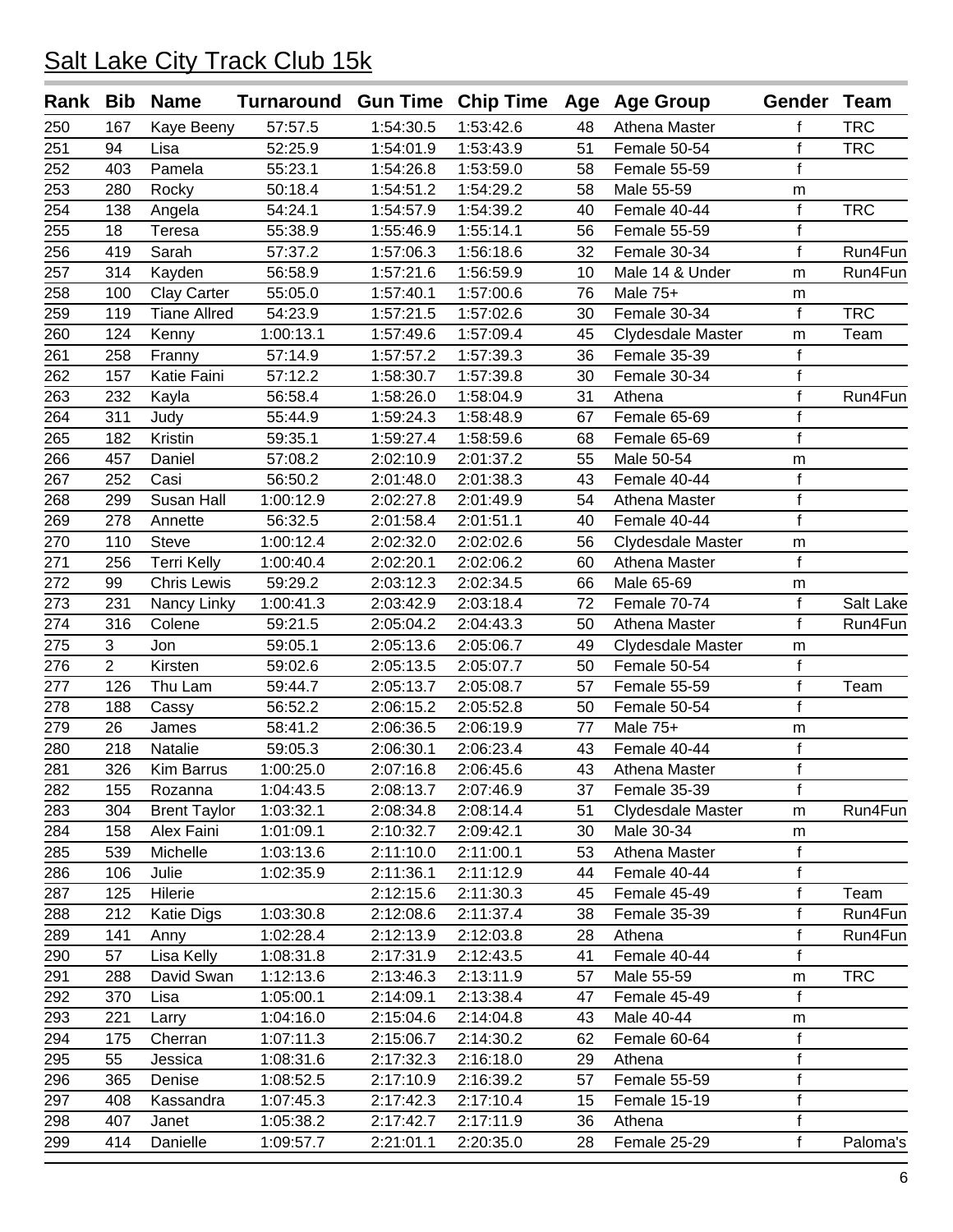# Salt Lake City Track Club 15k

| Rank | Bib | Name | Turnaround | Gun Time | Chip Time | Age | Age Group | Gender | Team |
|---|---|---|---|---|---|---|---|---|---|
| 250 | 167 | Kaye Beeny | 57:57.5 | 1:54:30.5 | 1:53:42.6 | 48 | Athena Master | f | TRC |
| 251 | 94 | Lisa | 52:25.9 | 1:54:01.9 | 1:53:43.9 | 51 | Female 50-54 | f | TRC |
| 252 | 403 | Pamela | 55:23.1 | 1:54:26.8 | 1:53:59.0 | 58 | Female 55-59 | f | |
| 253 | 280 | Rocky | 50:18.4 | 1:54:51.2 | 1:54:29.2 | 58 | Male 55-59 | m | |
| 254 | 138 | Angela | 54:24.1 | 1:54:57.9 | 1:54:39.2 | 40 | Female 40-44 | f | TRC |
| 255 | 18 | Teresa | 55:38.9 | 1:55:46.9 | 1:55:14.1 | 56 | Female 55-59 | f | |
| 256 | 419 | Sarah | 57:37.2 | 1:57:06.3 | 1:56:18.6 | 32 | Female 30-34 | f | Run4Fun |
| 257 | 314 | Kayden | 56:58.9 | 1:57:21.6 | 1:56:59.9 | 10 | Male 14 & Under | m | Run4Fun |
| 258 | 100 | Clay Carter | 55:05.0 | 1:57:40.1 | 1:57:00.6 | 76 | Male 75+ | m | |
| 259 | 119 | Tiane Allred | 54:23.9 | 1:57:21.5 | 1:57:02.6 | 30 | Female 30-34 | f | TRC |
| 260 | 124 | Kenny | 1:00:13.1 | 1:57:49.6 | 1:57:09.4 | 45 | Clydesdale Master | m | Team |
| 261 | 258 | Franny | 57:14.9 | 1:57:57.2 | 1:57:39.3 | 36 | Female 35-39 | f | |
| 262 | 157 | Katie Faini | 57:12.2 | 1:58:30.7 | 1:57:39.8 | 30 | Female 30-34 | f | |
| 263 | 232 | Kayla | 56:58.4 | 1:58:26.0 | 1:58:04.9 | 31 | Athena | f | Run4Fun |
| 264 | 311 | Judy | 55:44.9 | 1:59:24.3 | 1:58:48.9 | 67 | Female 65-69 | f | |
| 265 | 182 | Kristin | 59:35.1 | 1:59:27.4 | 1:58:59.6 | 68 | Female 65-69 | f | |
| 266 | 457 | Daniel | 57:08.2 | 2:02:10.9 | 2:01:37.2 | 55 | Male 50-54 | m | |
| 267 | 252 | Casi | 56:50.2 | 2:01:48.0 | 2:01:38.3 | 43 | Female 40-44 | f | |
| 268 | 299 | Susan Hall | 1:00:12.9 | 2:02:27.8 | 2:01:49.9 | 54 | Athena Master | f | |
| 269 | 278 | Annette | 56:32.5 | 2:01:58.4 | 2:01:51.1 | 40 | Female 40-44 | f | |
| 270 | 110 | Steve | 1:00:12.4 | 2:02:32.0 | 2:02:02.6 | 56 | Clydesdale Master | m | |
| 271 | 256 | Terri Kelly | 1:00:40.4 | 2:02:20.1 | 2:02:06.2 | 60 | Athena Master | f | |
| 272 | 99 | Chris Lewis | 59:29.2 | 2:03:12.3 | 2:02:34.5 | 66 | Male 65-69 | m | |
| 273 | 231 | Nancy Linky | 1:00:41.3 | 2:03:42.9 | 2:03:18.4 | 72 | Female 70-74 | f | Salt Lake |
| 274 | 316 | Colene | 59:21.5 | 2:05:04.2 | 2:04:43.3 | 50 | Athena Master | f | Run4Fun |
| 275 | 3 | Jon | 59:05.1 | 2:05:13.6 | 2:05:06.7 | 49 | Clydesdale Master | m | |
| 276 | 2 | Kirsten | 59:02.6 | 2:05:13.5 | 2:05:07.7 | 50 | Female 50-54 | f | |
| 277 | 126 | Thu Lam | 59:44.7 | 2:05:13.7 | 2:05:08.7 | 57 | Female 55-59 | f | Team |
| 278 | 188 | Cassy | 56:52.2 | 2:06:15.2 | 2:05:52.8 | 50 | Female 50-54 | f | |
| 279 | 26 | James | 58:41.2 | 2:06:36.5 | 2:06:19.9 | 77 | Male 75+ | m | |
| 280 | 218 | Natalie | 59:05.3 | 2:06:30.1 | 2:06:23.4 | 43 | Female 40-44 | f | |
| 281 | 326 | Kim Barrus | 1:00:25.0 | 2:07:16.8 | 2:06:45.6 | 43 | Athena Master | f | |
| 282 | 155 | Rozanna | 1:04:43.5 | 2:08:13.7 | 2:07:46.9 | 37 | Female 35-39 | f | |
| 283 | 304 | Brent Taylor | 1:03:32.1 | 2:08:34.8 | 2:08:14.4 | 51 | Clydesdale Master | m | Run4Fun |
| 284 | 158 | Alex Faini | 1:01:09.1 | 2:10:32.7 | 2:09:42.1 | 30 | Male 30-34 | m | |
| 285 | 539 | Michelle | 1:03:13.6 | 2:11:10.0 | 2:11:00.1 | 53 | Athena Master | f | |
| 286 | 106 | Julie | 1:02:35.9 | 2:11:36.1 | 2:11:12.9 | 44 | Female 40-44 | f | |
| 287 | 125 | Hilerie | | 2:12:15.6 | 2:11:30.3 | 45 | Female 45-49 | f | Team |
| 288 | 212 | Katie Digs | 1:03:30.8 | 2:12:08.6 | 2:11:37.4 | 38 | Female 35-39 | f | Run4Fun |
| 289 | 141 | Anny | 1:02:28.4 | 2:12:13.9 | 2:12:03.8 | 28 | Athena | f | Run4Fun |
| 290 | 57 | Lisa Kelly | 1:08:31.8 | 2:17:31.9 | 2:12:43.5 | 41 | Female 40-44 | f | |
| 291 | 288 | David Swan | 1:12:13.6 | 2:13:46.3 | 2:13:11.9 | 57 | Male 55-59 | m | TRC |
| 292 | 370 | Lisa | 1:05:00.1 | 2:14:09.1 | 2:13:38.4 | 47 | Female 45-49 | f | |
| 293 | 221 | Larry | 1:04:16.0 | 2:15:04.6 | 2:14:04.8 | 43 | Male 40-44 | m | |
| 294 | 175 | Cherran | 1:07:11.3 | 2:15:06.7 | 2:14:30.2 | 62 | Female 60-64 | f | |
| 295 | 55 | Jessica | 1:08:31.6 | 2:17:32.3 | 2:16:18.0 | 29 | Athena | f | |
| 296 | 365 | Denise | 1:08:52.5 | 2:17:10.9 | 2:16:39.2 | 57 | Female 55-59 | f | |
| 297 | 408 | Kassandra | 1:07:45.3 | 2:17:42.3 | 2:17:10.4 | 15 | Female 15-19 | f | |
| 298 | 407 | Janet | 1:05:38.2 | 2:17:42.7 | 2:17:11.9 | 36 | Athena | f | |
| 299 | 414 | Danielle | 1:09:57.7 | 2:21:01.1 | 2:20:35.0 | 28 | Female 25-29 | f | Paloma's |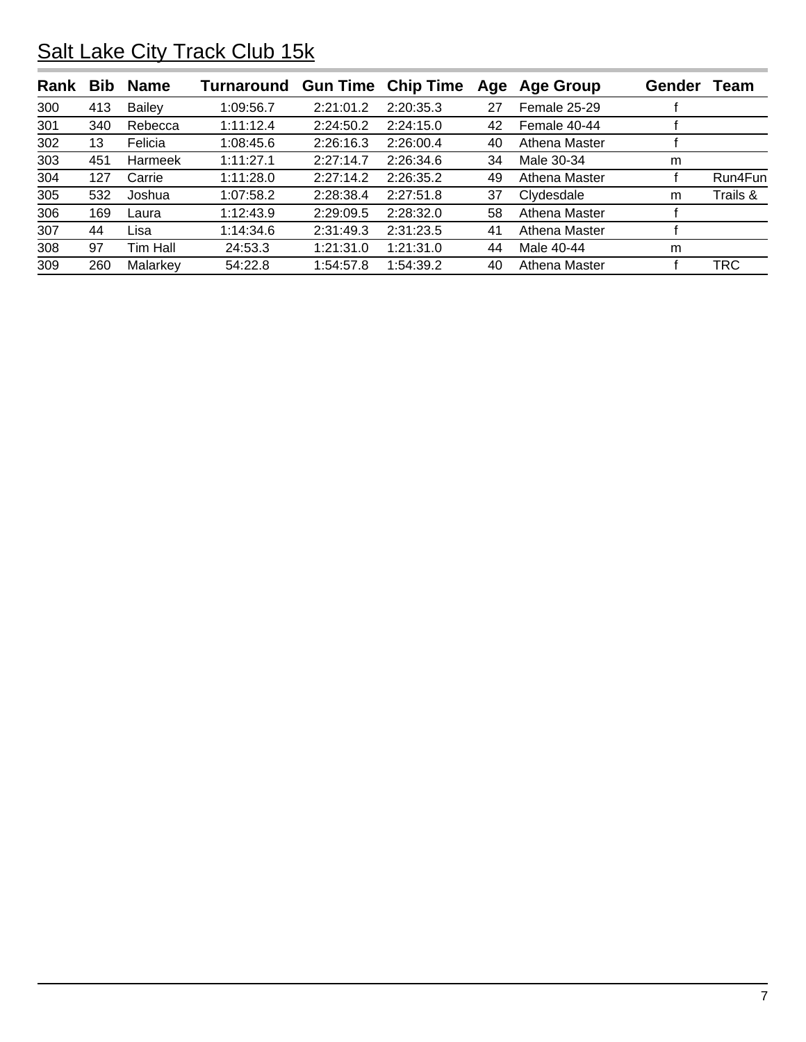# Salt Lake City Track Club 15k

| Rank | Bib | Name | Turnaround | Gun Time | Chip Time | Age | Age Group | Gender | Team |
|---|---|---|---|---|---|---|---|---|---|
| 300 | 413 | Bailey | 1:09:56.7 | 2:21:01.2 | 2:20:35.3 | 27 | Female 25-29 | f | |
| 301 | 340 | Rebecca | 1:11:12.4 | 2:24:50.2 | 2:24:15.0 | 42 | Female 40-44 | f | |
| 302 | 13 | Felicia | 1:08:45.6 | 2:26:16.3 | 2:26:00.4 | 40 | Athena Master | f | |
| 303 | 451 | Harmeek | 1:11:27.1 | 2:27:14.7 | 2:26:34.6 | 34 | Male 30-34 | m | |
| 304 | 127 | Carrie | 1:11:28.0 | 2:27:14.2 | 2:26:35.2 | 49 | Athena Master | f | Run4Fun |
| 305 | 532 | Joshua | 1:07:58.2 | 2:28:38.4 | 2:27:51.8 | 37 | Clydesdale | m | Trails & |
| 306 | 169 | Laura | 1:12:43.9 | 2:29:09.5 | 2:28:32.0 | 58 | Athena Master | f | |
| 307 | 44 | Lisa | 1:14:34.6 | 2:31:49.3 | 2:31:23.5 | 41 | Athena Master | f | |
| 308 | 97 | Tim Hall | 24:53.3 | 1:21:31.0 | 1:21:31.0 | 44 | Male 40-44 | m | |
| 309 | 260 | Malarkey | 54:22.8 | 1:54:57.8 | 1:54:39.2 | 40 | Athena Master | f | TRC |